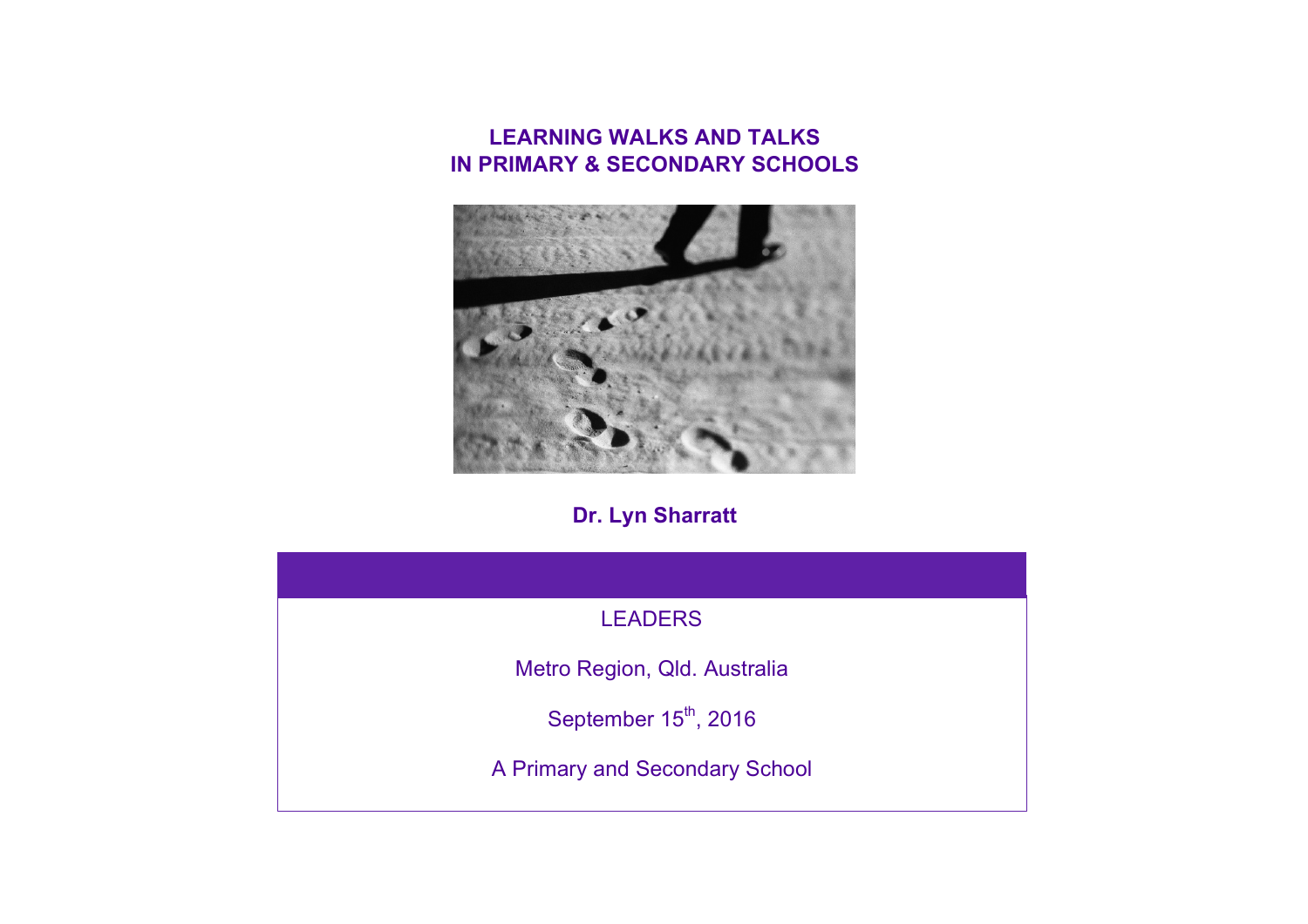# LEARNING WALKS AND TALKS
# IN PRIMARY & SECONDARY SCHOOLS

**Dr. Lyn Sharratt**

LEADERS

Metro Region, Qld. Australia

September 15th, 2016

A Primary and Secondary School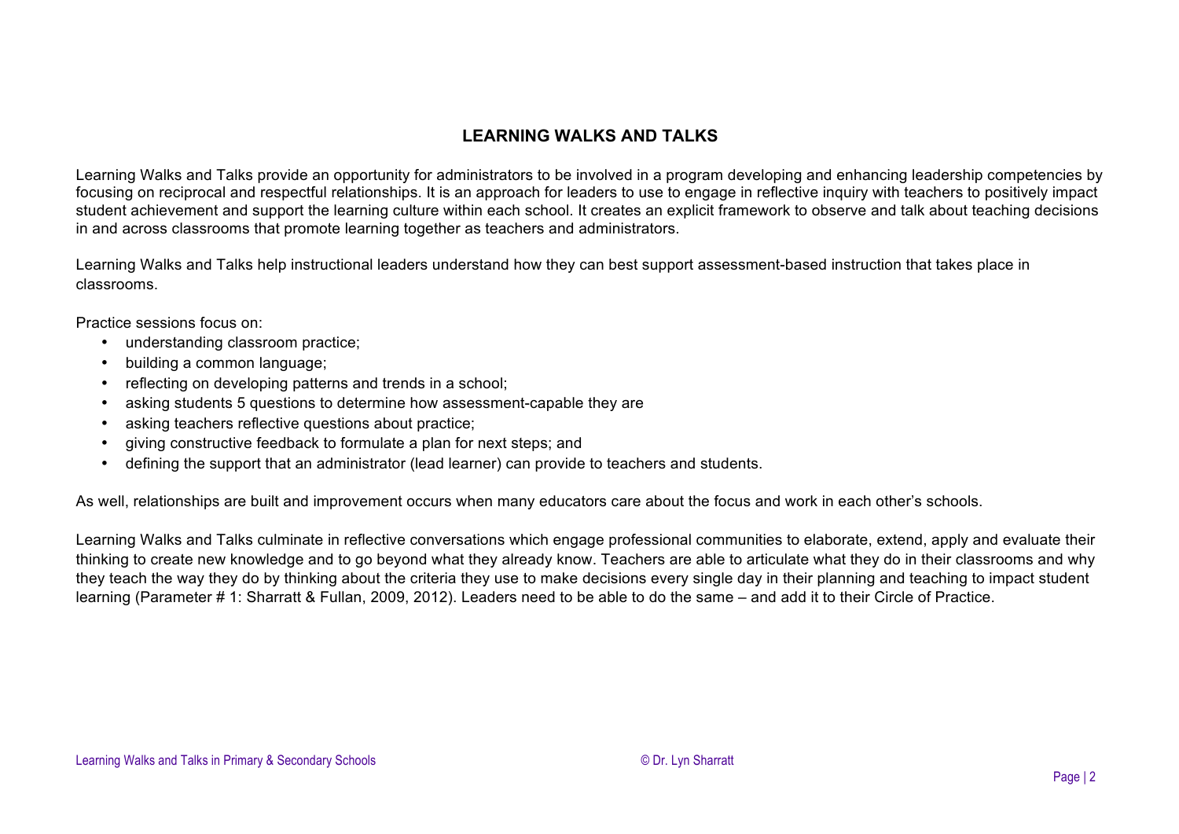## LEARNING WALKS AND TALKS

Learning Walks and Talks provide an opportunity for administrators to be involved in a program developing and enhancing leadership competencies by focusing on reciprocal and respectful relationships. It is an approach for leaders to use to engage in reflective inquiry with teachers to positively impact student achievement and support the learning culture within each school. It creates an explicit framework to observe and talk about teaching decisions in and across classrooms that promote learning together as teachers and administrators.

Learning Walks and Talks help instructional leaders understand how they can best support assessment-based instruction that takes place in classrooms.

Practice sessions focus on:

- understanding classroom practice;
- building a common language;
- reflecting on developing patterns and trends in a school;
- asking students 5 questions to determine how assessment-capable they are
- asking teachers reflective questions about practice;
- giving constructive feedback to formulate a plan for next steps; and
- defining the support that an administrator (lead learner) can provide to teachers and students.

As well, relationships are built and improvement occurs when many educators care about the focus and work in each other's schools.

Learning Walks and Talks culminate in reflective conversations which engage professional communities to elaborate, extend, apply and evaluate their thinking to create new knowledge and to go beyond what they already know. Teachers are able to articulate what they do in their classrooms and why they teach the way they do by thinking about the criteria they use to make decisions every single day in their planning and teaching to impact student learning (Parameter # 1: Sharratt & Fullan, 2009, 2012). Leaders need to be able to do the same – and add it to their Circle of Practice.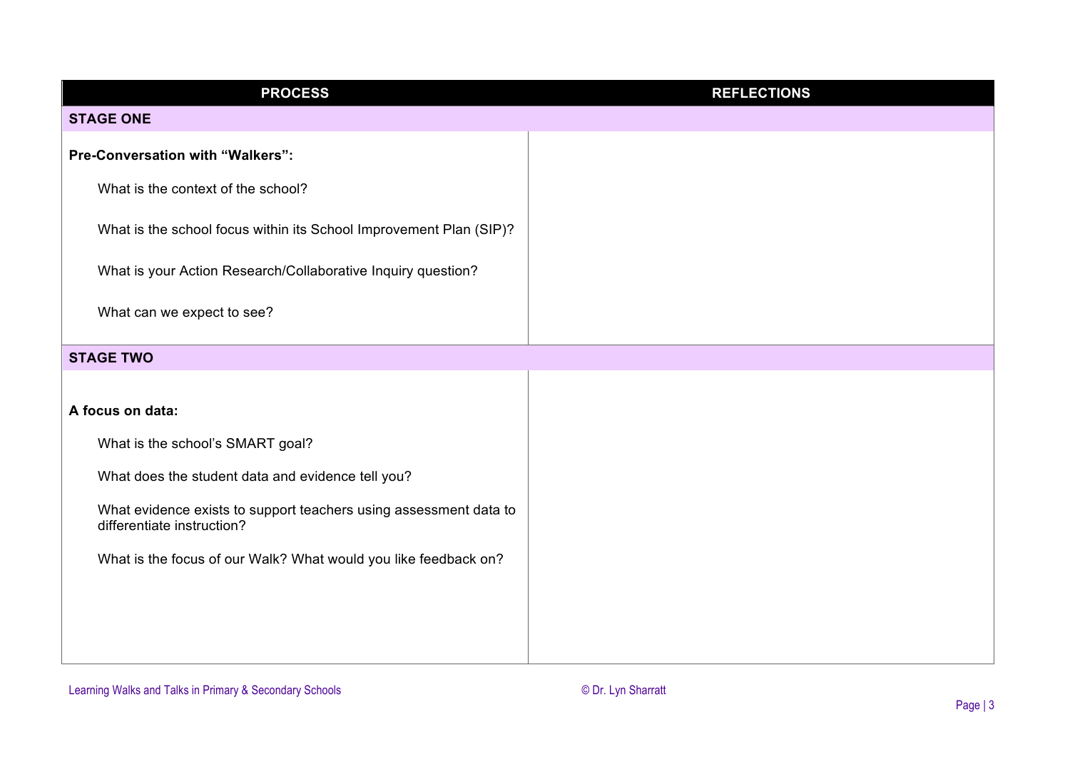| PROCESS | REFLECTIONS |
|---|---|
| **STAGE ONE** | |
| **Pre-Conversation with "Walkers":**<br><br>What is the context of the school?<br><br>What is the school focus within its School Improvement Plan (SIP)?<br><br>What is your Action Research/Collaborative Inquiry question?<br><br>What can we expect to see? | |
| **STAGE TWO** | |
| **A focus on data:**<br><br>What is the school's SMART goal?<br><br>What does the student data and evidence tell you?<br><br>What evidence exists to support teachers using assessment data to differentiate instruction?<br><br>What is the focus of our Walk? What would you like feedback on? | |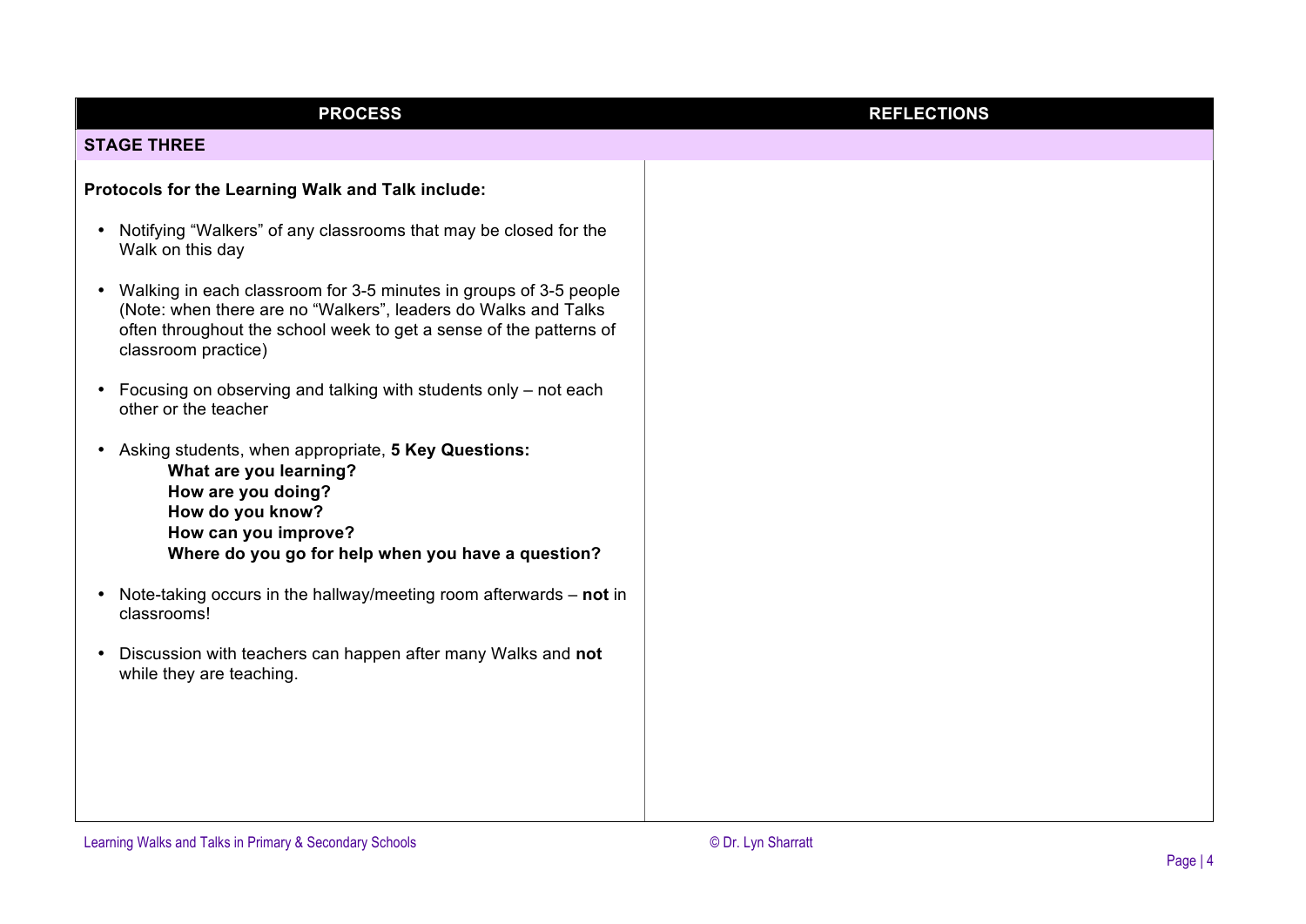| PROCESS | REFLECTIONS |
|---|---|
| **STAGE THREE** | |
| **Protocols for the Learning Walk and Talk include:**<br><br>• Notifying "Walkers" of any classrooms that may be closed for the Walk on this day<br><br>• Walking in each classroom for 3-5 minutes in groups of 3-5 people (Note: when there are no "Walkers", leaders do Walks and Talks often throughout the school week to get a sense of the patterns of classroom practice)<br><br>• Focusing on observing and talking with students only – not each other or the teacher<br><br>• Asking students, when appropriate, **5 Key Questions:**<br>**What are you learning?**<br>**How are you doing?**<br>**How do you know?**<br>**How can you improve?**<br>**Where do you go for help when you have a question?**<br><br>• Note-taking occurs in the hallway/meeting room afterwards – **not** in classrooms!<br><br>• Discussion with teachers can happen after many Walks and **not** while they are teaching. | |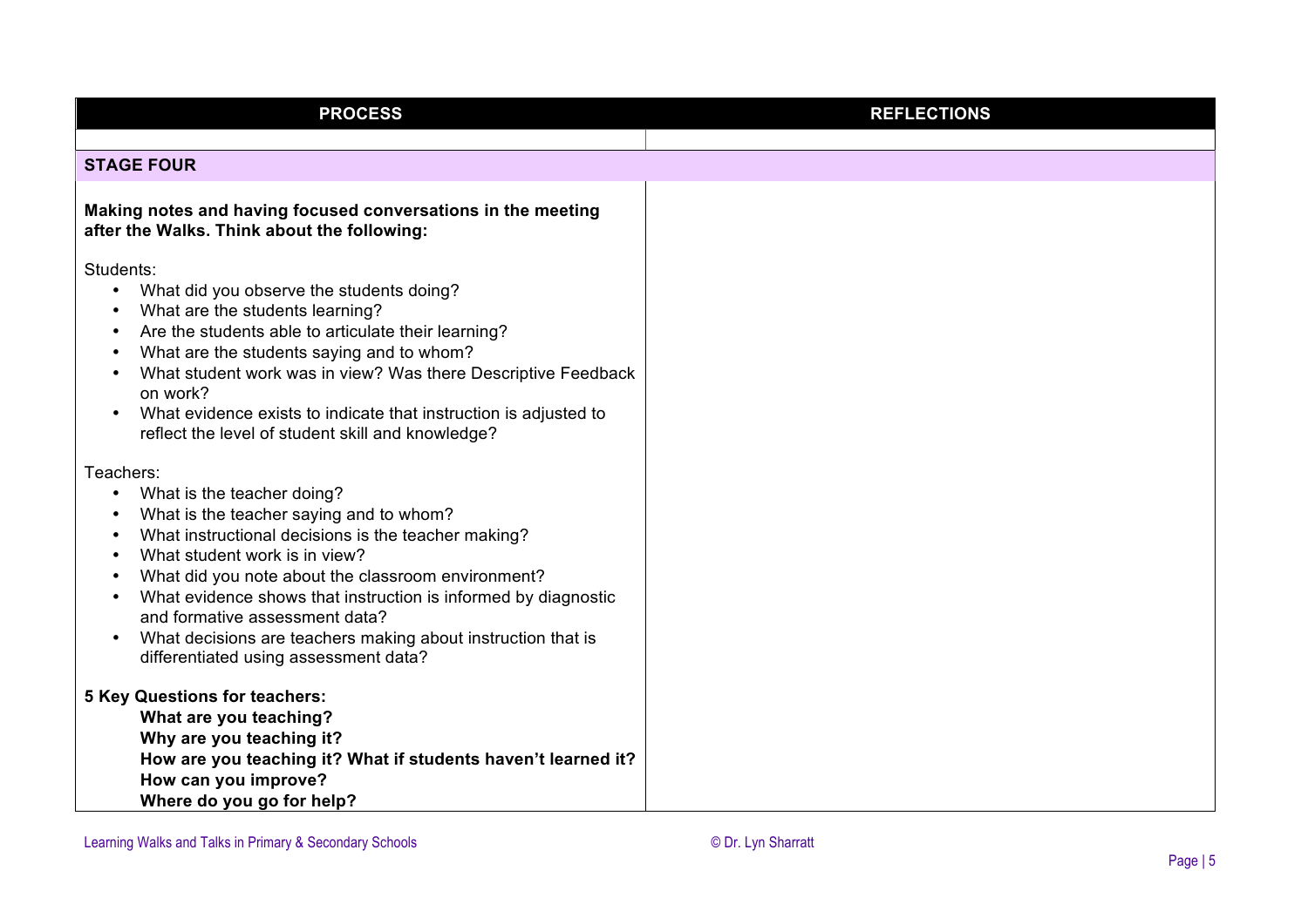| PROCESS | REFLECTIONS |
|---|---|
| | |
| **STAGE FOUR** | |
| **Making notes and having focused conversations in the meeting after the Walks. Think about the following:**<br><br>Students:<br>• What did you observe the students doing?<br>• What are the students learning?<br>• Are the students able to articulate their learning?<br>• What are the students saying and to whom?<br>• What student work was in view? Was there Descriptive Feedback on work?<br>• What evidence exists to indicate that instruction is adjusted to reflect the level of student skill and knowledge?<br><br>Teachers:<br>• What is the teacher doing?<br>• What is the teacher saying and to whom?<br>• What instructional decisions is the teacher making?<br>• What student work is in view?<br>• What did you note about the classroom environment?<br>• What evidence shows that instruction is informed by diagnostic and formative assessment data?<br>• What decisions are teachers making about instruction that is differentiated using assessment data?<br><br>**5 Key Questions for teachers:**<br>**What are you teaching?**<br>**Why are you teaching it?**<br>**How are you teaching it? What if students haven't learned it?**<br>**How can you improve?**<br>**Where do you go for help?** | |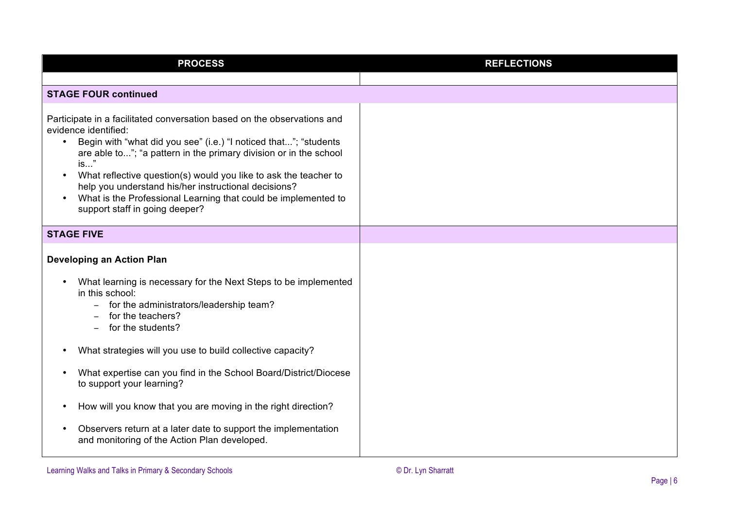| PROCESS | REFLECTIONS |
| --- | --- |
| | |
| **STAGE FOUR continued** | |
| Participate in a facilitated conversation based on the observations and evidence identified:<br>• Begin with "what did you see" (i.e.) "I noticed that..."; "students are able to..."; "a pattern in the primary division or in the school is..."<br>• What reflective question(s) would you like to ask the teacher to help you understand his/her instructional decisions?<br>• What is the Professional Learning that could be implemented to support staff in going deeper? | |
| **STAGE FIVE** | |
| **Developing an Action Plan**<br><br>• What learning is necessary for the Next Steps to be implemented in this school:<br>&nbsp;&nbsp;&nbsp;– for the administrators/leadership team?<br>&nbsp;&nbsp;&nbsp;– for the teachers?<br>&nbsp;&nbsp;&nbsp;– for the students?<br><br>• What strategies will you use to build collective capacity?<br><br>• What expertise can you find in the School Board/District/Diocese to support your learning?<br><br>• How will you know that you are moving in the right direction?<br><br>• Observers return at a later date to support the implementation and monitoring of the Action Plan developed. | |

Learning Walks and Talks in Primary & Secondary Schools © Dr. Lyn Sharratt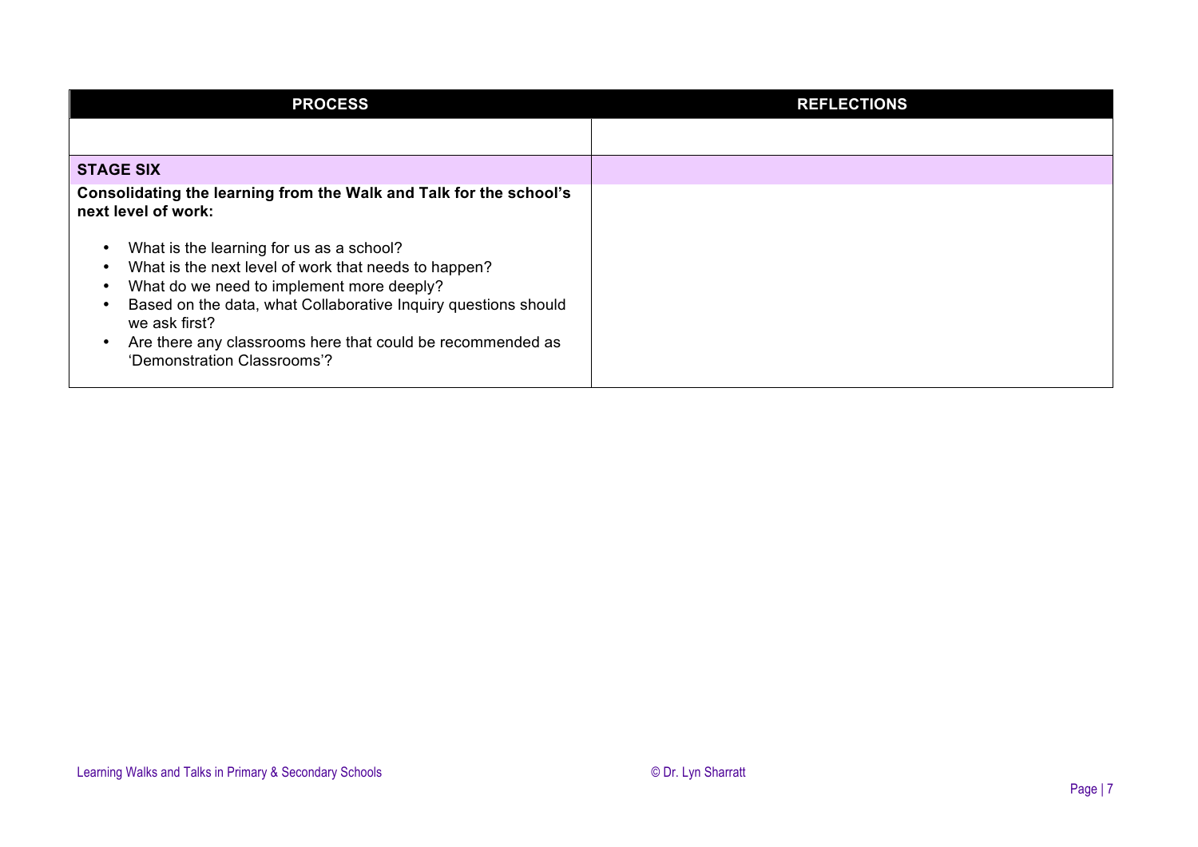| PROCESS | REFLECTIONS |
| --- | --- |
| | |
| **STAGE SIX** | |
| **Consolidating the learning from the Walk and Talk for the school's next level of work:**<br><br>• What is the learning for us as a school?<br>• What is the next level of work that needs to happen?<br>• What do we need to implement more deeply?<br>• Based on the data, what Collaborative Inquiry questions should we ask first?<br>• Are there any classrooms here that could be recommended as 'Demonstration Classrooms'? | |